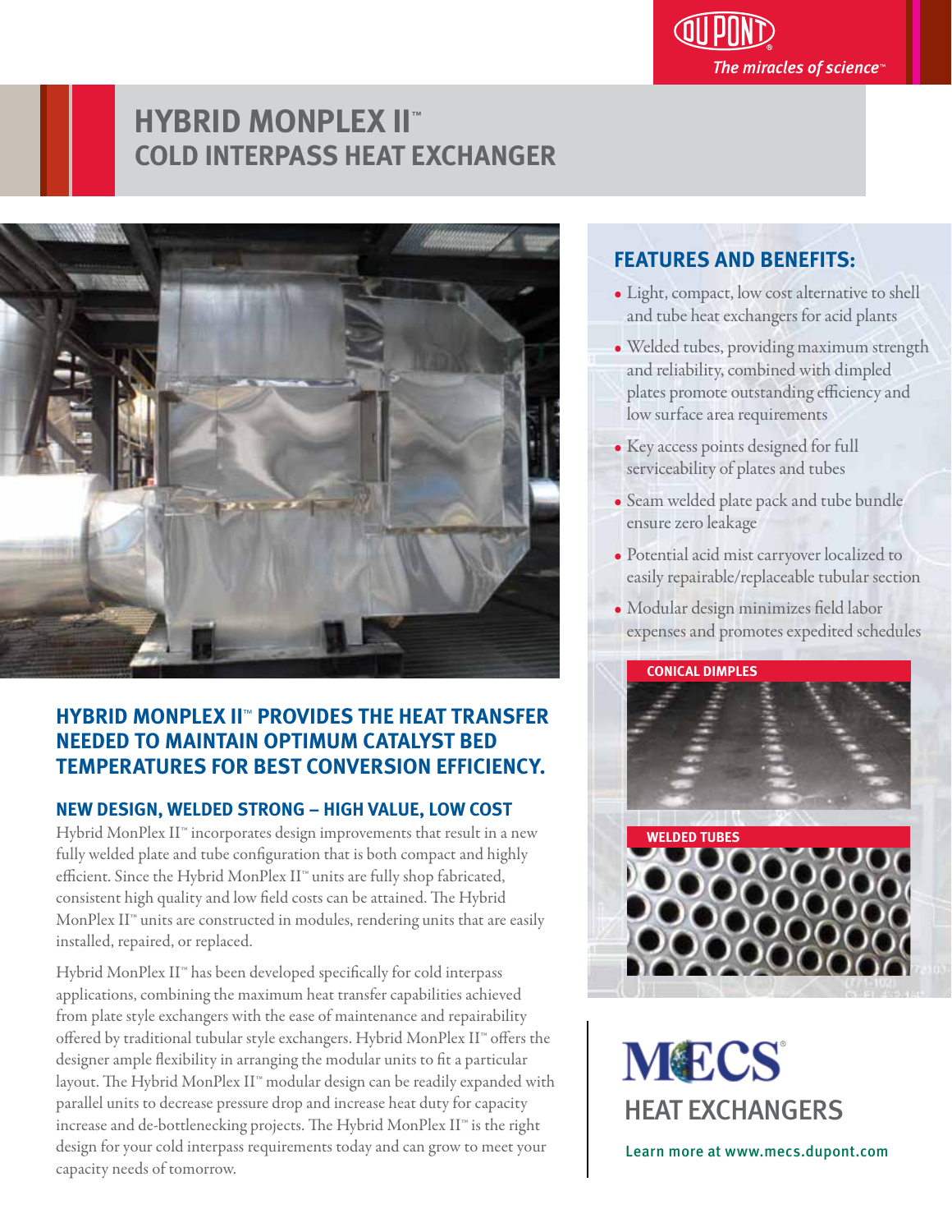DUPONT

*The miracles of science™*

# HYBRID MONPLEX II™ COLD INTERPASS HEAT EXCHANGER

## HYBRID MONPLEX II™ PROVIDES THE HEAT TRANSFER NEEDED TO MAINTAIN OPTIMUM CATALYST BED TEMPERATURES FOR BEST CONVERSION EFFICIENCY.

### NEW DESIGN, WELDED STRONG – HIGH VALUE, LOW COST

Hybrid MonPlex II™ incorporates design improvements that result in a new fully welded plate and tube configuration that is both compact and highly efficient. Since the Hybrid MonPlex II™ units are fully shop fabricated, consistent high quality and low field costs can be attained. The Hybrid MonPlex II™ units are constructed in modules, rendering units that are easily installed, repaired, or replaced.

Hybrid MonPlex II™ has been developed specifically for cold interpass applications, combining the maximum heat transfer capabilities achieved from plate style exchangers with the ease of maintenance and repairability offered by traditional tubular style exchangers. Hybrid MonPlex II™ offers the designer ample flexibility in arranging the modular units to fit a particular layout. The Hybrid MonPlex II™ modular design can be readily expanded with parallel units to decrease pressure drop and increase heat duty for capacity increase and de-bottlenecking projects. The Hybrid MonPlex II™ is the right design for your cold interpass requirements today and can grow to meet your capacity needs of tomorrow.

## FEATURES AND BENEFITS:

- Light, compact, low cost alternative to shell and tube heat exchangers for acid plants
- Welded tubes, providing maximum strength and reliability, combined with dimpled plates promote outstanding efficiency and low surface area requirements
- Key access points designed for full serviceability of plates and tubes
- Seam welded plate pack and tube bundle ensure zero leakage
- Potential acid mist carryover localized to easily repairable/replaceable tubular section
- Modular design minimizes field labor expenses and promotes expedited schedules

CONICAL DIMPLES

WELDED TUBES

MECS®
HEAT EXCHANGERS

Learn more at www.mecs.dupont.com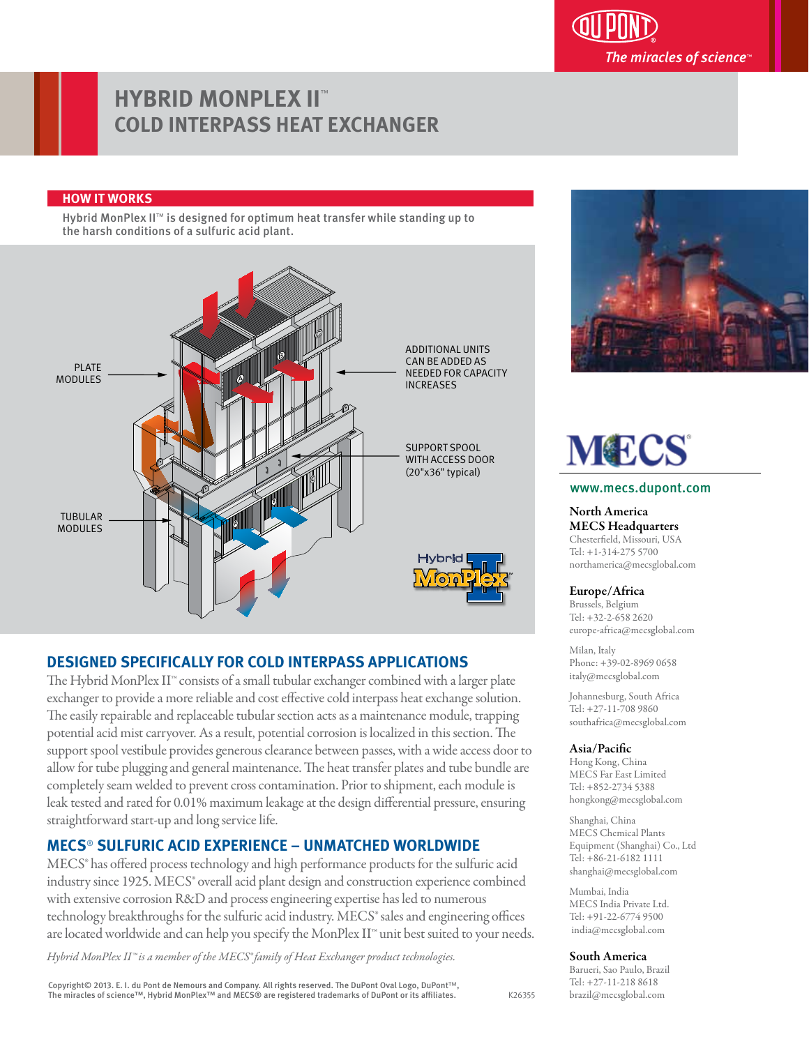# HYBRID MONPLEX II™
# COLD INTERPASS HEAT EXCHANGER

## HOW IT WORKS

Hybrid MonPlex II™ is designed for optimum heat transfer while standing up to the harsh conditions of a sulfuric acid plant.

PLATE MODULES

ADDITIONAL UNITS CAN BE ADDED AS NEEDED FOR CAPACITY INCREASES

SUPPORT SPOOL WITH ACCESS DOOR (20"x36" typical)

TUBULAR MODULES

Hybrid MonPlex II

## DESIGNED SPECIFICALLY FOR COLD INTERPASS APPLICATIONS

The Hybrid MonPlex II™ consists of a small tubular exchanger combined with a larger plate exchanger to provide a more reliable and cost effective cold interpass heat exchange solution. The easily repairable and replaceable tubular section acts as a maintenance module, trapping potential acid mist carryover. As a result, potential corrosion is localized in this section. The support spool vestibule provides generous clearance between passes, with a wide access door to allow for tube plugging and general maintenance. The heat transfer plates and tube bundle are completely seam welded to prevent cross contamination. Prior to shipment, each module is leak tested and rated for 0.01% maximum leakage at the design differential pressure, ensuring straightforward start-up and long service life.

## MECS® SULFURIC ACID EXPERIENCE – UNMATCHED WORLDWIDE

MECS® has offered process technology and high performance products for the sulfuric acid industry since 1925. MECS® overall acid plant design and construction experience combined with extensive corrosion R&D and process engineering expertise has led to numerous technology breakthroughs for the sulfuric acid industry. MECS® sales and engineering offices are located worldwide and can help you specify the MonPlex II™ unit best suited to your needs.

*Hybrid MonPlex II™ is a member of the MECS® family of Heat Exchanger product technologies.*

Copyright© 2013. E. I. du Pont de Nemours and Company. All rights reserved. The DuPont Oval Logo, DuPont™, The miracles of science™, Hybrid MonPlex™ and MECS® are registered trademarks of DuPont or its affiliates.

K26355

MECS®

www.mecs.dupont.com

**North America**
**MECS Headquarters**
Chesterfield, Missouri, USA
Tel: +1-314-275 5700
northamerica@mecsglobal.com

**Europe/Africa**
Brussels, Belgium
Tel: +32-2-658 2620
europe-africa@mecsglobal.com

Milan, Italy
Phone: +39-02-8969 0658
italy@mecsglobal.com

Johannesburg, South Africa
Tel: +27-11-708 9860
southafrica@mecsglobal.com

**Asia/Pacific**
Hong Kong, China
MECS Far East Limited
Tel: +852-2734 5388
hongkong@mecsglobal.com

Shanghai, China
MECS Chemical Plants Equipment (Shanghai) Co., Ltd
Tel: +86-21-6182 1111
shanghai@mecsglobal.com

Mumbai, India
MECS India Private Ltd.
Tel: +91-22-6774 9500
india@mecsglobal.com

**South America**
Barueri, Sao Paulo, Brazil
Tel: +27-11-218 8618
brazil@mecsglobal.com